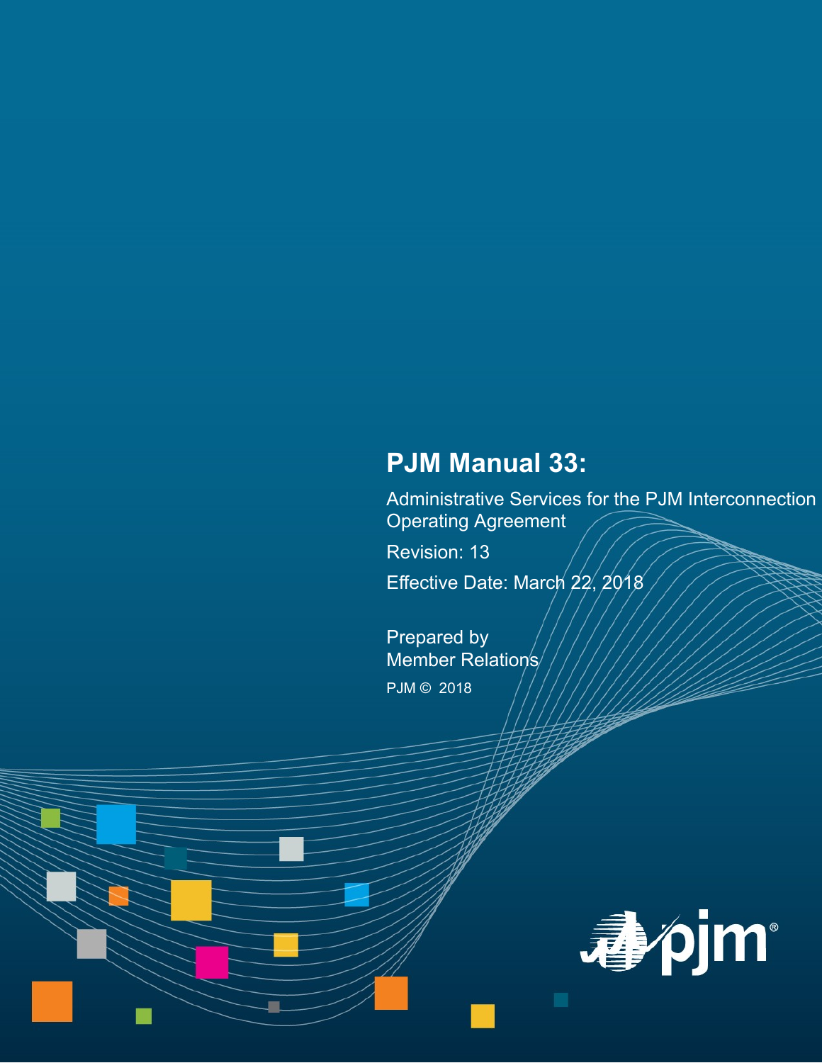# PJM Manual 33:

Administrative Services for the PJM Interconnection Operating Agreement

Revision: 13

Effective Date: March 22, 2018

Prepared by
Member Relations

PJM © 2018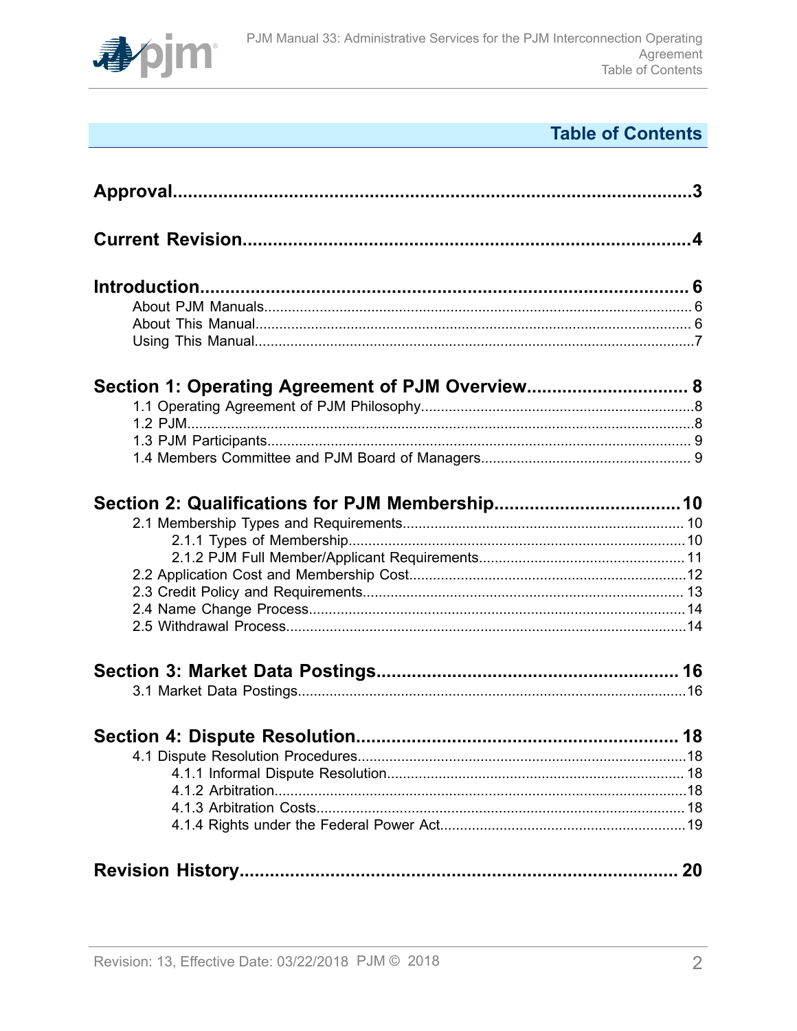# Table of Contents

**Approval**......................................................................................................3

**Current Revision**........................................................................................4

**Introduction**................................................................................................ 6

- About PJM Manuals.......................................................................................... 6
- About This Manual............................................................................................. 6
- Using This Manual..............................................................................................7

**Section 1: Operating Agreement of PJM Overview**............................... 8

- 1.1 Operating Agreement of PJM Philosophy....................................................................8
- 1.2 PJM..............................................................................................................................8
- 1.3 PJM Participants.......................................................................................................... 9
- 1.4 Members Committee and PJM Board of Managers..................................................... 9

**Section 2: Qualifications for PJM Membership**....................................10

- 2.1 Membership Types and Requirements...................................................................... 10
  - 2.1.1 Types of Membership....................................................................................10
  - 2.1.2 PJM Full Member/Applicant Requirements................................................... 11
- 2.2 Application Cost and Membership Cost.....................................................................12
- 2.3 Credit Policy and Requirements................................................................................ 13
- 2.4 Name Change Process..............................................................................................14
- 2.5 Withdrawal Process....................................................................................................14

**Section 3: Market Data Postings**........................................................... 16

- 3.1 Market Data Postings.................................................................................................16

**Section 4: Dispute Resolution**............................................................... 18

- 4.1 Dispute Resolution Procedures..................................................................................18
  - 4.1.1 Informal Dispute Resolution.......................................................................... 18
  - 4.1.2 Arbitration.......................................................................................................18
  - 4.1.3 Arbitration Costs............................................................................................ 18
  - 4.1.4 Rights under the Federal Power Act.............................................................19

**Revision History**...................................................................................... 20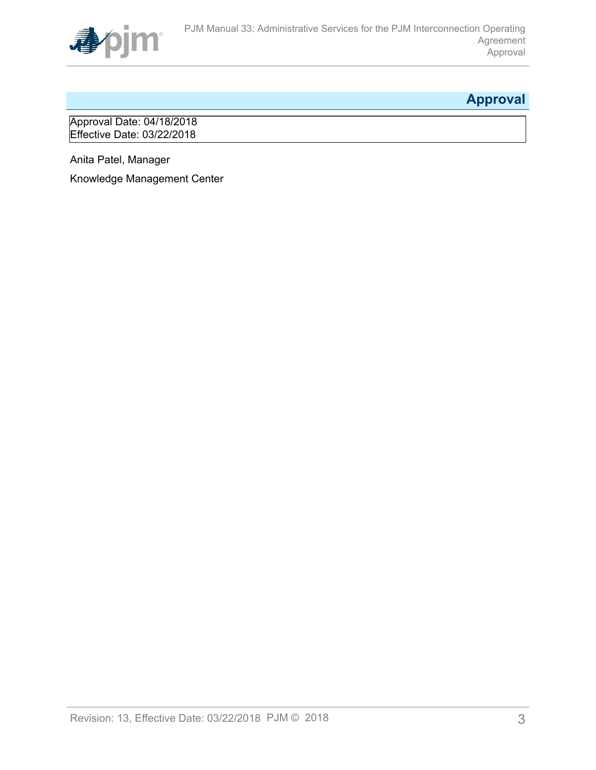# Approval

Approval Date: 04/18/2018
Effective Date: 03/22/2018

Anita Patel, Manager

Knowledge Management Center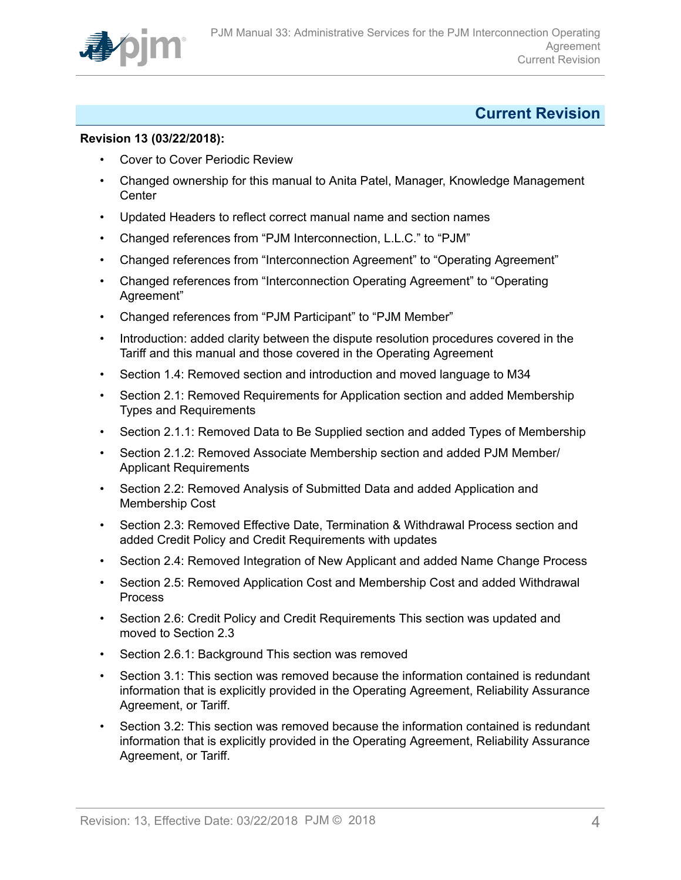# Current Revision

**Revision 13 (03/22/2018):**

- Cover to Cover Periodic Review
- Changed ownership for this manual to Anita Patel, Manager, Knowledge Management Center
- Updated Headers to reflect correct manual name and section names
- Changed references from "PJM Interconnection, L.L.C." to "PJM"
- Changed references from "Interconnection Agreement" to "Operating Agreement"
- Changed references from "Interconnection Operating Agreement" to "Operating Agreement"
- Changed references from "PJM Participant" to "PJM Member"
- Introduction: added clarity between the dispute resolution procedures covered in the Tariff and this manual and those covered in the Operating Agreement
- Section 1.4: Removed section and introduction and moved language to M34
- Section 2.1: Removed Requirements for Application section and added Membership Types and Requirements
- Section 2.1.1: Removed Data to Be Supplied section and added Types of Membership
- Section 2.1.2: Removed Associate Membership section and added PJM Member/ Applicant Requirements
- Section 2.2: Removed Analysis of Submitted Data and added Application and Membership Cost
- Section 2.3: Removed Effective Date, Termination & Withdrawal Process section and added Credit Policy and Credit Requirements with updates
- Section 2.4: Removed Integration of New Applicant and added Name Change Process
- Section 2.5: Removed Application Cost and Membership Cost and added Withdrawal Process
- Section 2.6: Credit Policy and Credit Requirements This section was updated and moved to Section 2.3
- Section 2.6.1: Background This section was removed
- Section 3.1: This section was removed because the information contained is redundant information that is explicitly provided in the Operating Agreement, Reliability Assurance Agreement, or Tariff.
- Section 3.2: This section was removed because the information contained is redundant information that is explicitly provided in the Operating Agreement, Reliability Assurance Agreement, or Tariff.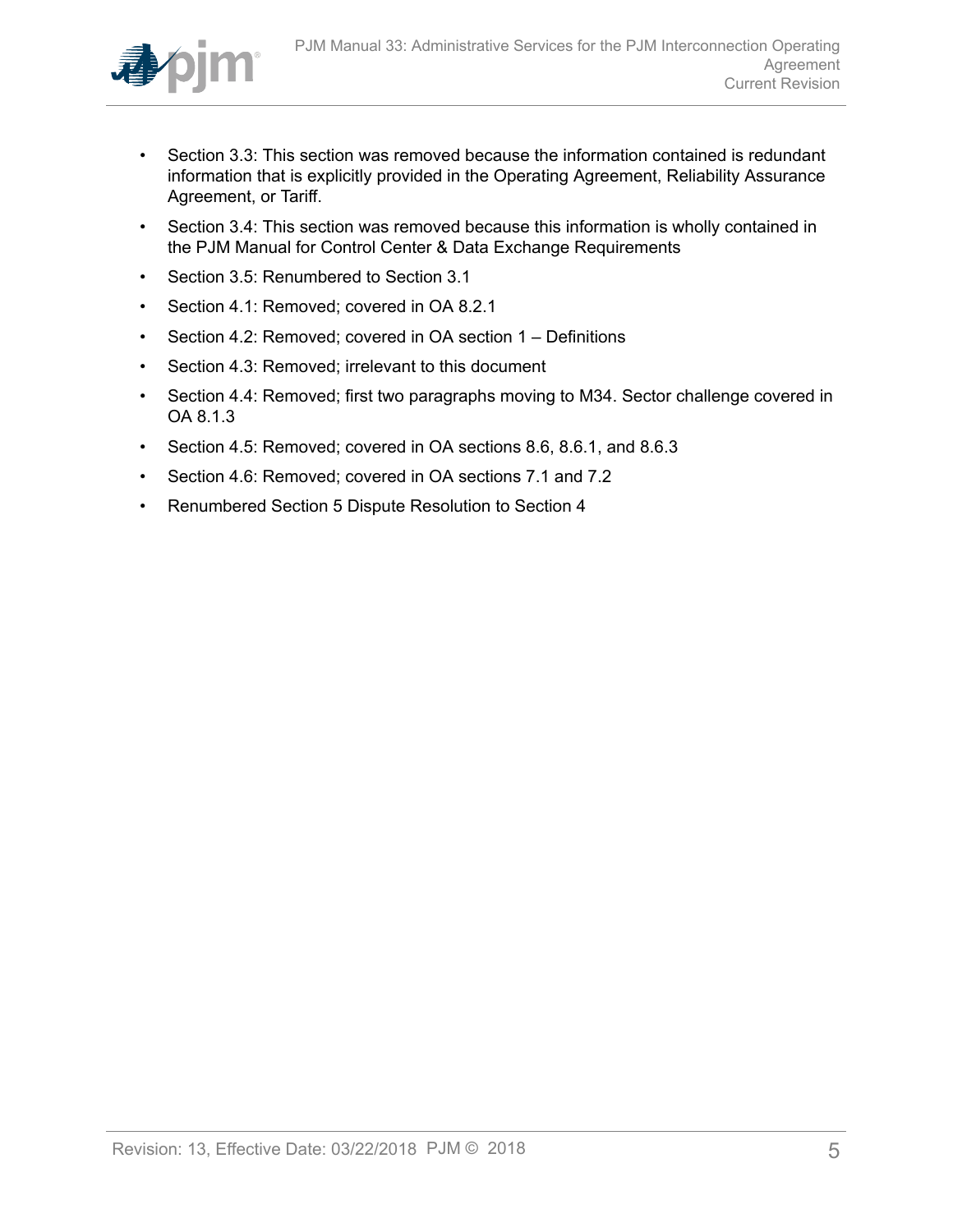- Section 3.3: This section was removed because the information contained is redundant information that is explicitly provided in the Operating Agreement, Reliability Assurance Agreement, or Tariff.
- Section 3.4: This section was removed because this information is wholly contained in the PJM Manual for Control Center & Data Exchange Requirements
- Section 3.5: Renumbered to Section 3.1
- Section 4.1: Removed; covered in OA 8.2.1
- Section 4.2: Removed; covered in OA section 1 – Definitions
- Section 4.3: Removed; irrelevant to this document
- Section 4.4: Removed; first two paragraphs moving to M34. Sector challenge covered in OA 8.1.3
- Section 4.5: Removed; covered in OA sections 8.6, 8.6.1, and 8.6.3
- Section 4.6: Removed; covered in OA sections 7.1 and 7.2
- Renumbered Section 5 Dispute Resolution to Section 4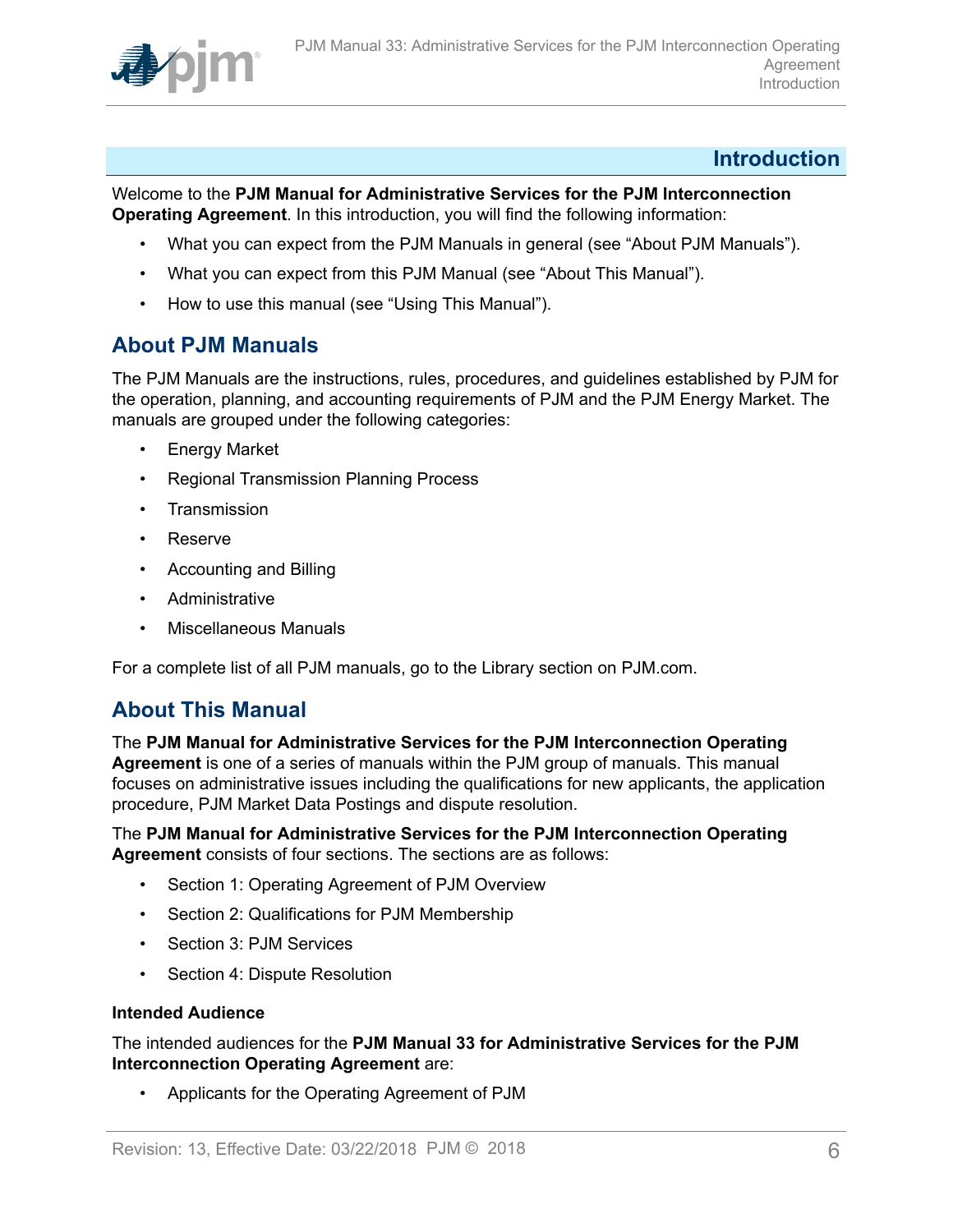# Introduction

Welcome to the **PJM Manual for Administrative Services for the PJM Interconnection Operating Agreement**. In this introduction, you will find the following information:

- What you can expect from the PJM Manuals in general (see "About PJM Manuals").
- What you can expect from this PJM Manual (see "About This Manual").
- How to use this manual (see "Using This Manual").

## About PJM Manuals

The PJM Manuals are the instructions, rules, procedures, and guidelines established by PJM for the operation, planning, and accounting requirements of PJM and the PJM Energy Market. The manuals are grouped under the following categories:

- Energy Market
- Regional Transmission Planning Process
- Transmission
- Reserve
- Accounting and Billing
- Administrative
- Miscellaneous Manuals

For a complete list of all PJM manuals, go to the Library section on PJM.com.

## About This Manual

The **PJM Manual for Administrative Services for the PJM Interconnection Operating Agreement** is one of a series of manuals within the PJM group of manuals. This manual focuses on administrative issues including the qualifications for new applicants, the application procedure, PJM Market Data Postings and dispute resolution.

The **PJM Manual for Administrative Services for the PJM Interconnection Operating Agreement** consists of four sections. The sections are as follows:

- Section 1: Operating Agreement of PJM Overview
- Section 2: Qualifications for PJM Membership
- Section 3: PJM Services
- Section 4: Dispute Resolution

**Intended Audience**

The intended audiences for the **PJM Manual 33 for Administrative Services for the PJM Interconnection Operating Agreement** are:

- Applicants for the Operating Agreement of PJM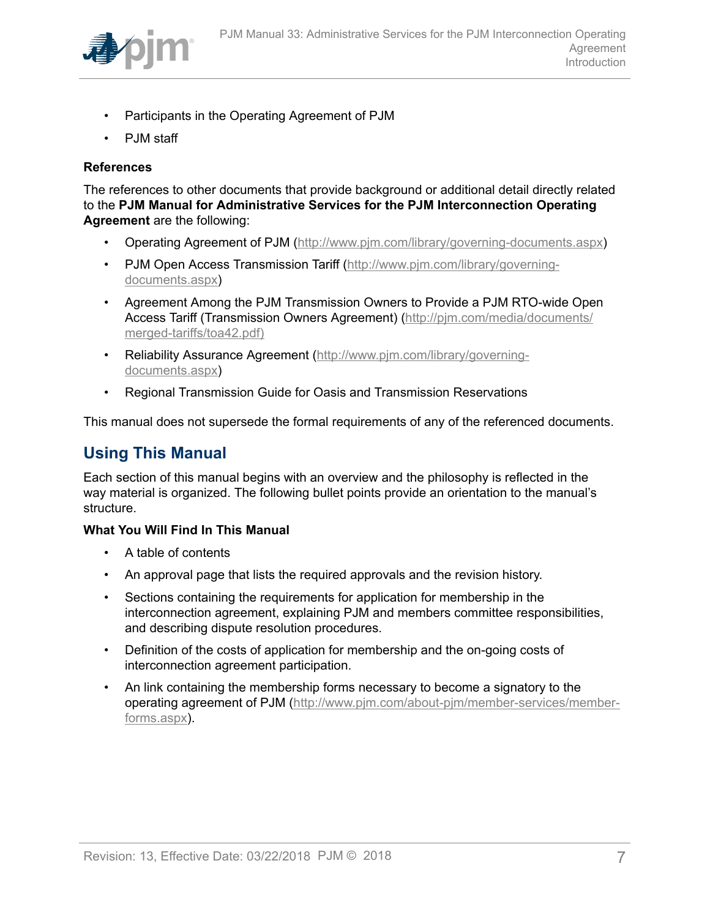- Participants in the Operating Agreement of PJM
- PJM staff

**References**

The references to other documents that provide background or additional detail directly related to the **PJM Manual for Administrative Services for the PJM Interconnection Operating Agreement** are the following:

- Operating Agreement of PJM (http://www.pjm.com/library/governing-documents.aspx)
- PJM Open Access Transmission Tariff (http://www.pjm.com/library/governing-documents.aspx)
- Agreement Among the PJM Transmission Owners to Provide a PJM RTO-wide Open Access Tariff (Transmission Owners Agreement) (http://pjm.com/media/documents/merged-tariffs/toa42.pdf)
- Reliability Assurance Agreement (http://www.pjm.com/library/governing-documents.aspx)
- Regional Transmission Guide for Oasis and Transmission Reservations

This manual does not supersede the formal requirements of any of the referenced documents.

## Using This Manual

Each section of this manual begins with an overview and the philosophy is reflected in the way material is organized. The following bullet points provide an orientation to the manual's structure.

**What You Will Find In This Manual**

- A table of contents
- An approval page that lists the required approvals and the revision history.
- Sections containing the requirements for application for membership in the interconnection agreement, explaining PJM and members committee responsibilities, and describing dispute resolution procedures.
- Definition of the costs of application for membership and the on-going costs of interconnection agreement participation.
- An link containing the membership forms necessary to become a signatory to the operating agreement of PJM (http://www.pjm.com/about-pjm/member-services/member-forms.aspx).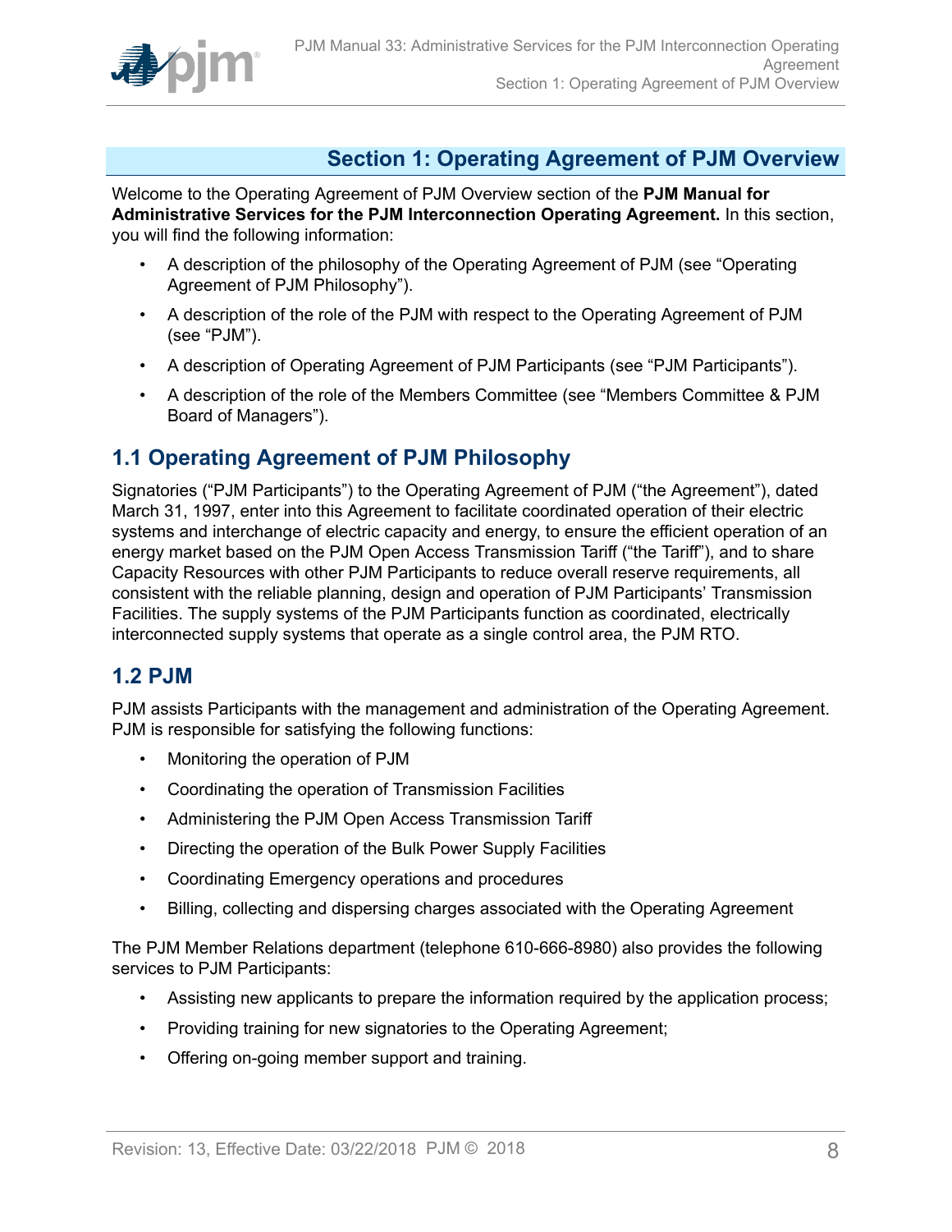# Section 1: Operating Agreement of PJM Overview

Welcome to the Operating Agreement of PJM Overview section of the **PJM Manual for Administrative Services for the PJM Interconnection Operating Agreement.** In this section, you will find the following information:

- A description of the philosophy of the Operating Agreement of PJM (see "Operating Agreement of PJM Philosophy").
- A description of the role of the PJM with respect to the Operating Agreement of PJM (see "PJM").
- A description of Operating Agreement of PJM Participants (see "PJM Participants").
- A description of the role of the Members Committee (see "Members Committee & PJM Board of Managers").

## 1.1 Operating Agreement of PJM Philosophy

Signatories ("PJM Participants") to the Operating Agreement of PJM ("the Agreement"), dated March 31, 1997, enter into this Agreement to facilitate coordinated operation of their electric systems and interchange of electric capacity and energy, to ensure the efficient operation of an energy market based on the PJM Open Access Transmission Tariff ("the Tariff"), and to share Capacity Resources with other PJM Participants to reduce overall reserve requirements, all consistent with the reliable planning, design and operation of PJM Participants' Transmission Facilities. The supply systems of the PJM Participants function as coordinated, electrically interconnected supply systems that operate as a single control area, the PJM RTO.

## 1.2 PJM

PJM assists Participants with the management and administration of the Operating Agreement. PJM is responsible for satisfying the following functions:

- Monitoring the operation of PJM
- Coordinating the operation of Transmission Facilities
- Administering the PJM Open Access Transmission Tariff
- Directing the operation of the Bulk Power Supply Facilities
- Coordinating Emergency operations and procedures
- Billing, collecting and dispersing charges associated with the Operating Agreement

The PJM Member Relations department (telephone 610-666-8980) also provides the following services to PJM Participants:

- Assisting new applicants to prepare the information required by the application process;
- Providing training for new signatories to the Operating Agreement;
- Offering on-going member support and training.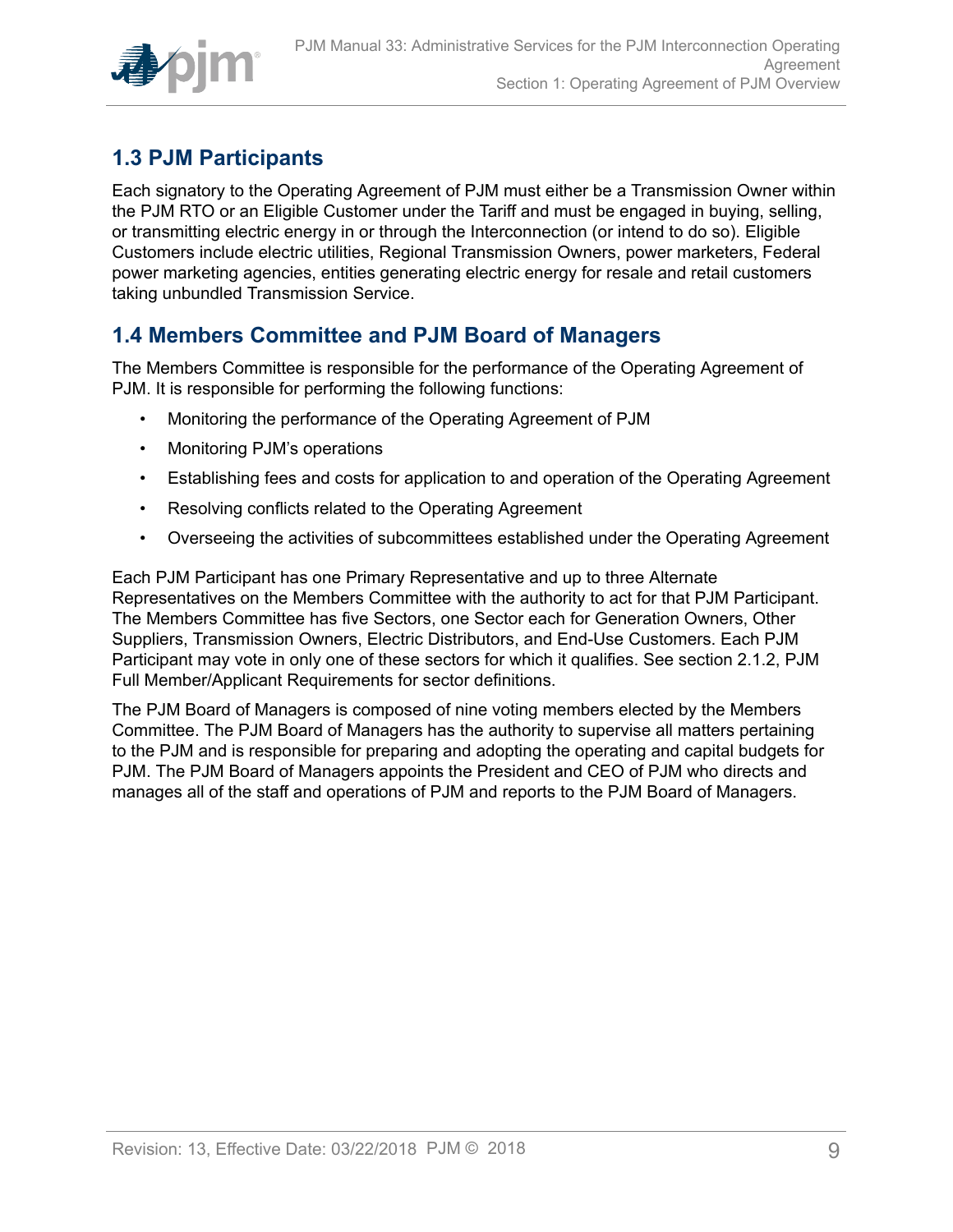## 1.3 PJM Participants

Each signatory to the Operating Agreement of PJM must either be a Transmission Owner within the PJM RTO or an Eligible Customer under the Tariff and must be engaged in buying, selling, or transmitting electric energy in or through the Interconnection (or intend to do so). Eligible Customers include electric utilities, Regional Transmission Owners, power marketers, Federal power marketing agencies, entities generating electric energy for resale and retail customers taking unbundled Transmission Service.

## 1.4 Members Committee and PJM Board of Managers

The Members Committee is responsible for the performance of the Operating Agreement of PJM. It is responsible for performing the following functions:

- Monitoring the performance of the Operating Agreement of PJM
- Monitoring PJM's operations
- Establishing fees and costs for application to and operation of the Operating Agreement
- Resolving conflicts related to the Operating Agreement
- Overseeing the activities of subcommittees established under the Operating Agreement

Each PJM Participant has one Primary Representative and up to three Alternate Representatives on the Members Committee with the authority to act for that PJM Participant. The Members Committee has five Sectors, one Sector each for Generation Owners, Other Suppliers, Transmission Owners, Electric Distributors, and End-Use Customers. Each PJM Participant may vote in only one of these sectors for which it qualifies. See section 2.1.2, PJM Full Member/Applicant Requirements for sector definitions.

The PJM Board of Managers is composed of nine voting members elected by the Members Committee. The PJM Board of Managers has the authority to supervise all matters pertaining to the PJM and is responsible for preparing and adopting the operating and capital budgets for PJM. The PJM Board of Managers appoints the President and CEO of PJM who directs and manages all of the staff and operations of PJM and reports to the PJM Board of Managers.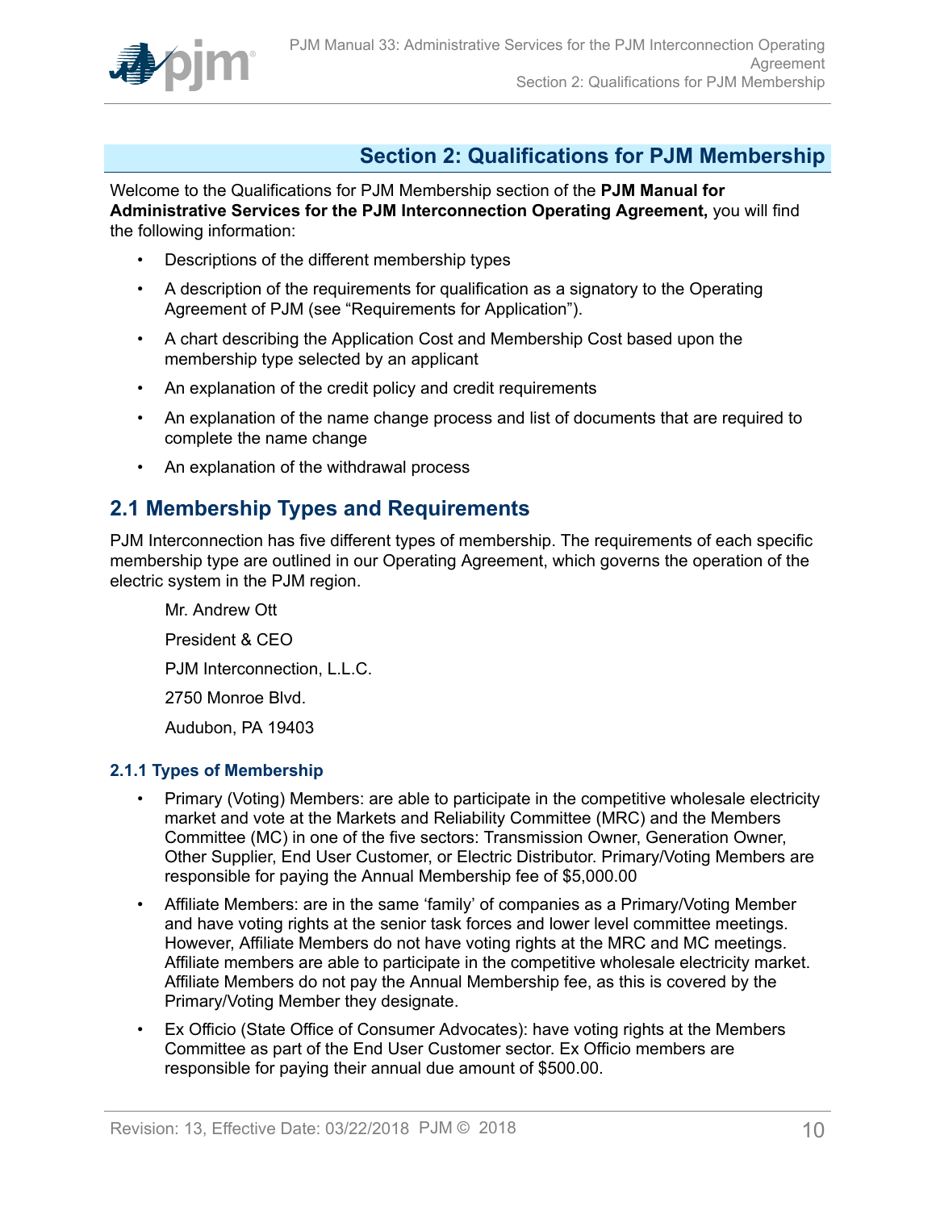# Section 2: Qualifications for PJM Membership

Welcome to the Qualifications for PJM Membership section of the **PJM Manual for Administrative Services for the PJM Interconnection Operating Agreement,** you will find the following information:

- Descriptions of the different membership types
- A description of the requirements for qualification as a signatory to the Operating Agreement of PJM (see "Requirements for Application").
- A chart describing the Application Cost and Membership Cost based upon the membership type selected by an applicant
- An explanation of the credit policy and credit requirements
- An explanation of the name change process and list of documents that are required to complete the name change
- An explanation of the withdrawal process

## 2.1 Membership Types and Requirements

PJM Interconnection has five different types of membership. The requirements of each specific membership type are outlined in our Operating Agreement, which governs the operation of the electric system in the PJM region.

Mr. Andrew Ott

President & CEO

PJM Interconnection, L.L.C.

2750 Monroe Blvd.

Audubon, PA 19403

### 2.1.1 Types of Membership

- Primary (Voting) Members: are able to participate in the competitive wholesale electricity market and vote at the Markets and Reliability Committee (MRC) and the Members Committee (MC) in one of the five sectors: Transmission Owner, Generation Owner, Other Supplier, End User Customer, or Electric Distributor. Primary/Voting Members are responsible for paying the Annual Membership fee of $5,000.00
- Affiliate Members: are in the same 'family' of companies as a Primary/Voting Member and have voting rights at the senior task forces and lower level committee meetings. However, Affiliate Members do not have voting rights at the MRC and MC meetings. Affiliate members are able to participate in the competitive wholesale electricity market. Affiliate Members do not pay the Annual Membership fee, as this is covered by the Primary/Voting Member they designate.
- Ex Officio (State Office of Consumer Advocates): have voting rights at the Members Committee as part of the End User Customer sector. Ex Officio members are responsible for paying their annual due amount of $500.00.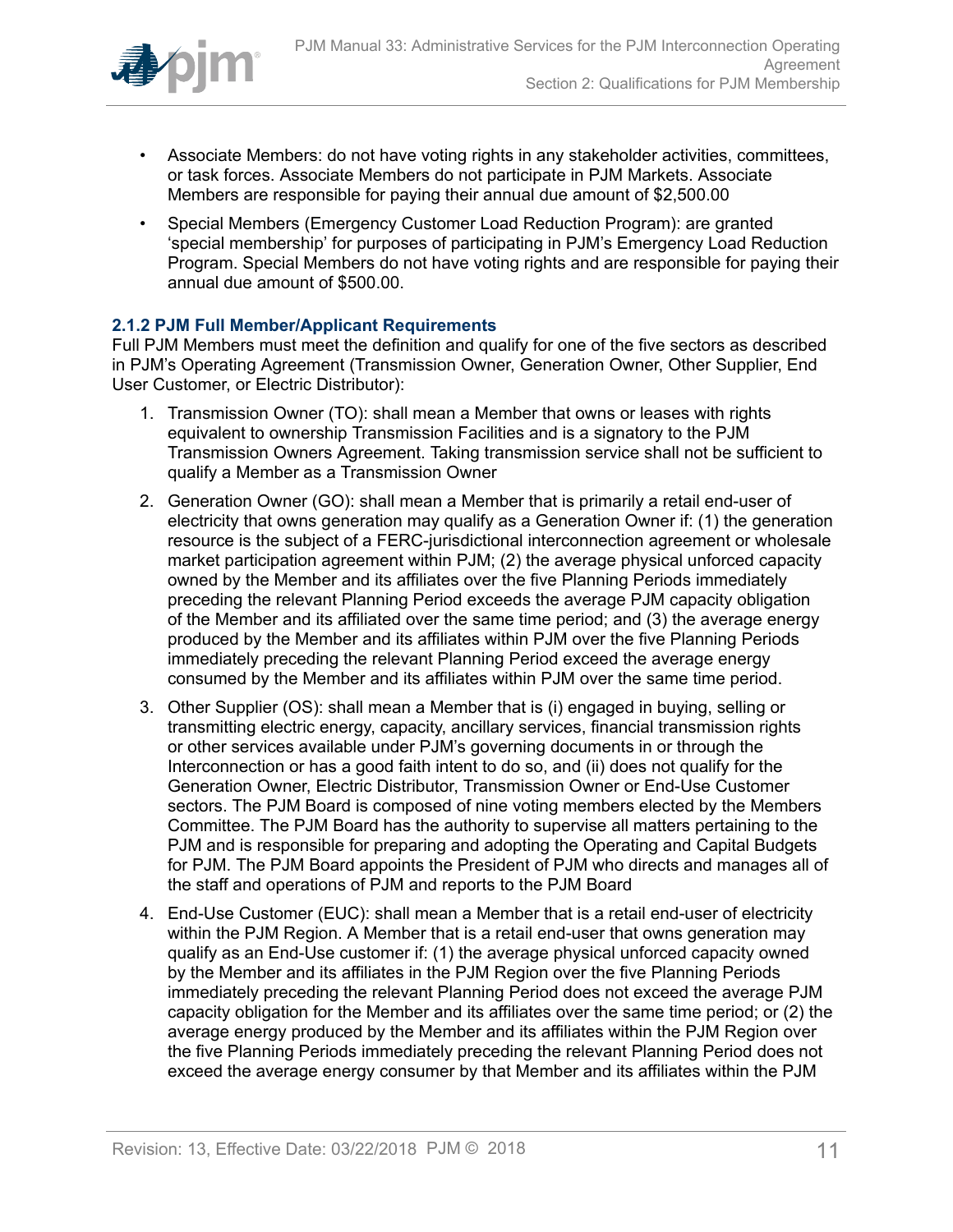- Associate Members: do not have voting rights in any stakeholder activities, committees, or task forces. Associate Members do not participate in PJM Markets. Associate Members are responsible for paying their annual due amount of $2,500.00
- Special Members (Emergency Customer Load Reduction Program): are granted 'special membership' for purposes of participating in PJM's Emergency Load Reduction Program. Special Members do not have voting rights and are responsible for paying their annual due amount of $500.00.

### 2.1.2 PJM Full Member/Applicant Requirements

Full PJM Members must meet the definition and qualify for one of the five sectors as described in PJM's Operating Agreement (Transmission Owner, Generation Owner, Other Supplier, End User Customer, or Electric Distributor):

1. Transmission Owner (TO): shall mean a Member that owns or leases with rights equivalent to ownership Transmission Facilities and is a signatory to the PJM Transmission Owners Agreement. Taking transmission service shall not be sufficient to qualify a Member as a Transmission Owner
2. Generation Owner (GO): shall mean a Member that is primarily a retail end-user of electricity that owns generation may qualify as a Generation Owner if: (1) the generation resource is the subject of a FERC-jurisdictional interconnection agreement or wholesale market participation agreement within PJM; (2) the average physical unforced capacity owned by the Member and its affiliates over the five Planning Periods immediately preceding the relevant Planning Period exceeds the average PJM capacity obligation of the Member and its affiliated over the same time period; and (3) the average energy produced by the Member and its affiliates within PJM over the five Planning Periods immediately preceding the relevant Planning Period exceed the average energy consumed by the Member and its affiliates within PJM over the same time period.
3. Other Supplier (OS): shall mean a Member that is (i) engaged in buying, selling or transmitting electric energy, capacity, ancillary services, financial transmission rights or other services available under PJM's governing documents in or through the Interconnection or has a good faith intent to do so, and (ii) does not qualify for the Generation Owner, Electric Distributor, Transmission Owner or End-Use Customer sectors. The PJM Board is composed of nine voting members elected by the Members Committee. The PJM Board has the authority to supervise all matters pertaining to the PJM and is responsible for preparing and adopting the Operating and Capital Budgets for PJM. The PJM Board appoints the President of PJM who directs and manages all of the staff and operations of PJM and reports to the PJM Board
4. End-Use Customer (EUC): shall mean a Member that is a retail end-user of electricity within the PJM Region. A Member that is a retail end-user that owns generation may qualify as an End-Use customer if: (1) the average physical unforced capacity owned by the Member and its affiliates in the PJM Region over the five Planning Periods immediately preceding the relevant Planning Period does not exceed the average PJM capacity obligation for the Member and its affiliates over the same time period; or (2) the average energy produced by the Member and its affiliates within the PJM Region over the five Planning Periods immediately preceding the relevant Planning Period does not exceed the average energy consumer by that Member and its affiliates within the PJM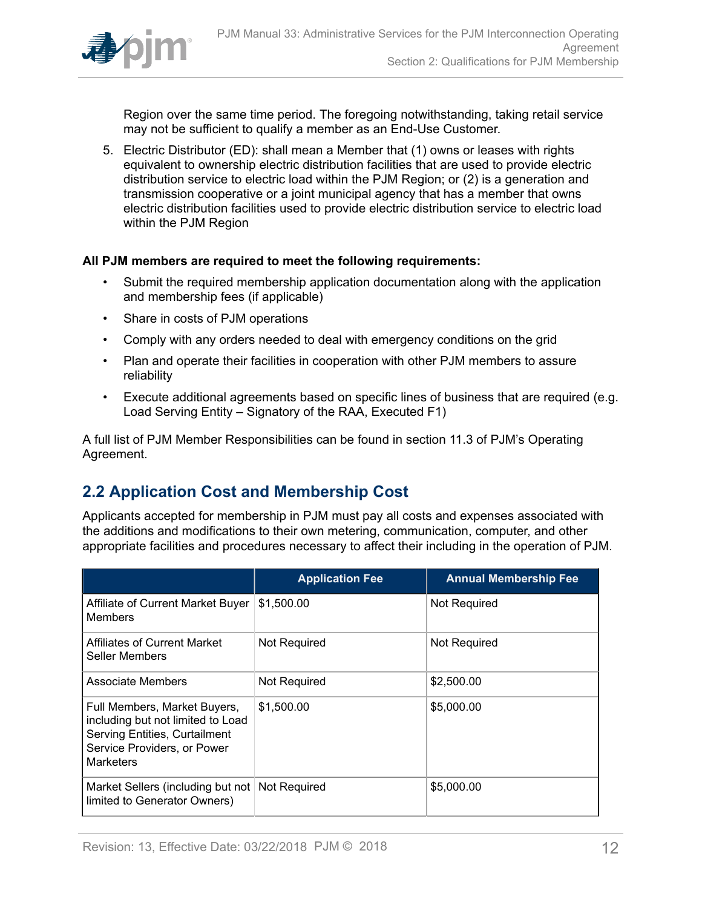Region over the same time period. The foregoing notwithstanding, taking retail service may not be sufficient to qualify a member as an End-Use Customer.

5. Electric Distributor (ED): shall mean a Member that (1) owns or leases with rights equivalent to ownership electric distribution facilities that are used to provide electric distribution service to electric load within the PJM Region; or (2) is a generation and transmission cooperative or a joint municipal agency that has a member that owns electric distribution facilities used to provide electric distribution service to electric load within the PJM Region

**All PJM members are required to meet the following requirements:**

- Submit the required membership application documentation along with the application and membership fees (if applicable)
- Share in costs of PJM operations
- Comply with any orders needed to deal with emergency conditions on the grid
- Plan and operate their facilities in cooperation with other PJM members to assure reliability
- Execute additional agreements based on specific lines of business that are required (e.g. Load Serving Entity – Signatory of the RAA, Executed F1)

A full list of PJM Member Responsibilities can be found in section 11.3 of PJM's Operating Agreement.

## 2.2 Application Cost and Membership Cost

Applicants accepted for membership in PJM must pay all costs and expenses associated with the additions and modifications to their own metering, communication, computer, and other appropriate facilities and procedures necessary to affect their including in the operation of PJM.

| | Application Fee | Annual Membership Fee |
|---|---|---|
| Affiliate of Current Market Buyer Members | $1,500.00 | Not Required |
| Affiliates of Current Market Seller Members | Not Required | Not Required |
| Associate Members | Not Required | $2,500.00 |
| Full Members, Market Buyers, including but not limited to Load Serving Entities, Curtailment Service Providers, or Power Marketers | $1,500.00 | $5,000.00 |
| Market Sellers (including but not limited to Generator Owners) | Not Required | $5,000.00 |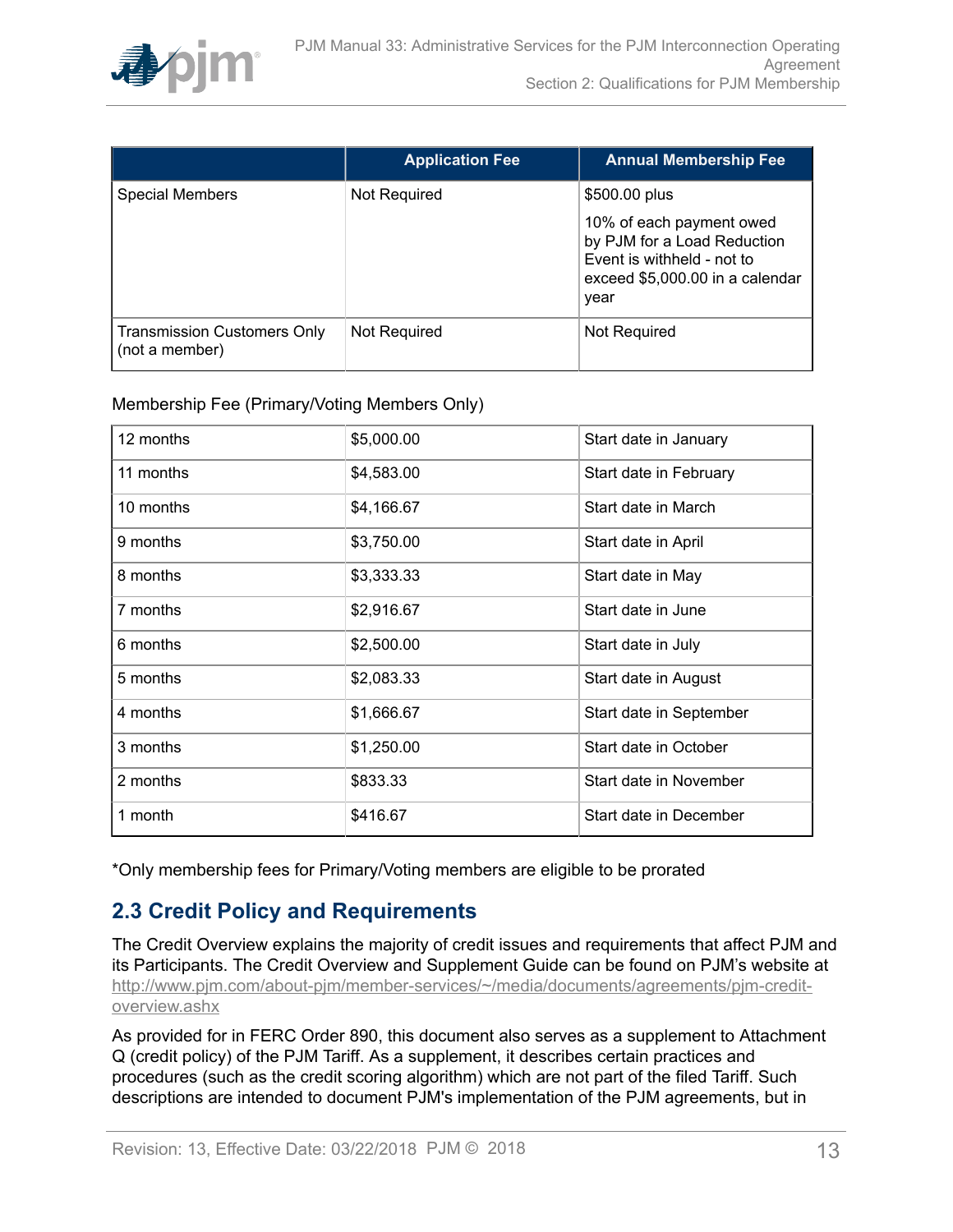| | Application Fee | Annual Membership Fee |
|---|---|---|
| Special Members | Not Required | $500.00 plus<br><br>10% of each payment owed by PJM for a Load Reduction Event is withheld - not to exceed $5,000.00 in a calendar year |
| Transmission Customers Only (not a member) | Not Required | Not Required |

Membership Fee (Primary/Voting Members Only)

| | | |
|---|---|---|
| 12 months | $5,000.00 | Start date in January |
| 11 months | $4,583.00 | Start date in February |
| 10 months | $4,166.67 | Start date in March |
| 9 months | $3,750.00 | Start date in April |
| 8 months | $3,333.33 | Start date in May |
| 7 months | $2,916.67 | Start date in June |
| 6 months | $2,500.00 | Start date in July |
| 5 months | $2,083.33 | Start date in August |
| 4 months | $1,666.67 | Start date in September |
| 3 months | $1,250.00 | Start date in October |
| 2 months | $833.33 | Start date in November |
| 1 month | $416.67 | Start date in December |

*Only membership fees for Primary/Voting members are eligible to be prorated

## 2.3 Credit Policy and Requirements

The Credit Overview explains the majority of credit issues and requirements that affect PJM and its Participants. The Credit Overview and Supplement Guide can be found on PJM's website at http://www.pjm.com/about-pjm/member-services/~/media/documents/agreements/pjm-credit-overview.ashx

As provided for in FERC Order 890, this document also serves as a supplement to Attachment Q (credit policy) of the PJM Tariff. As a supplement, it describes certain practices and procedures (such as the credit scoring algorithm) which are not part of the filed Tariff. Such descriptions are intended to document PJM's implementation of the PJM agreements, but in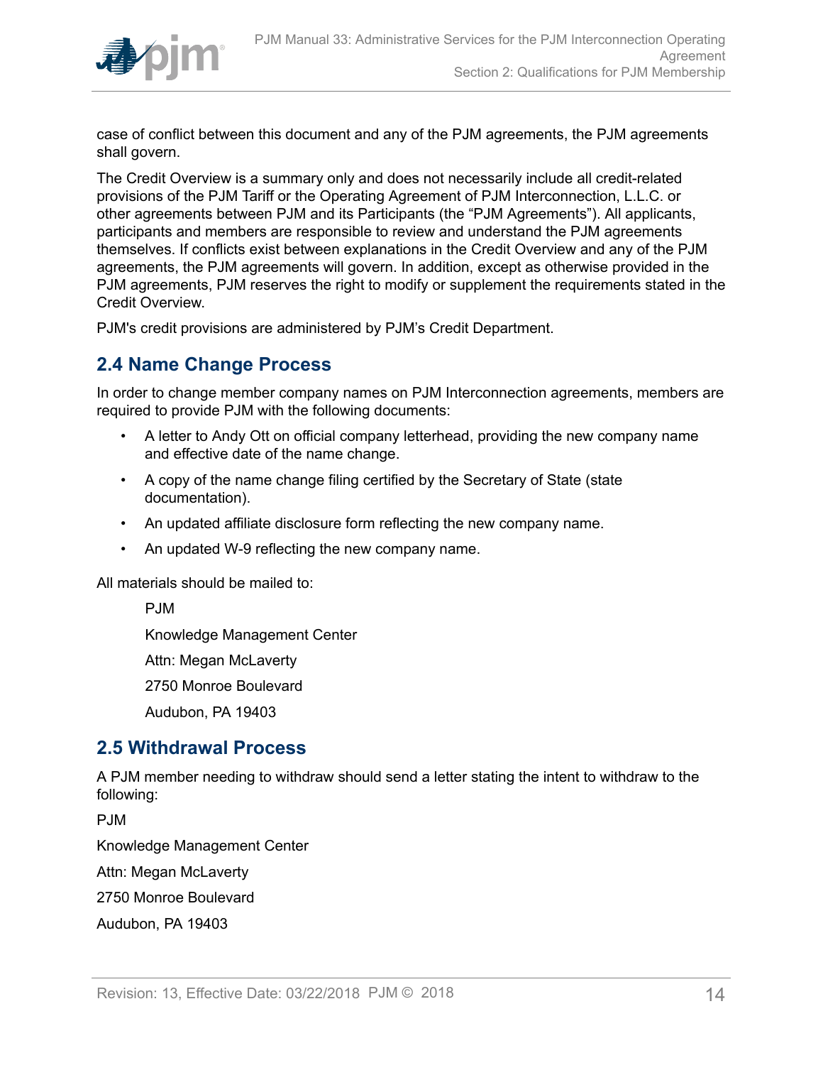case of conflict between this document and any of the PJM agreements, the PJM agreements shall govern.

The Credit Overview is a summary only and does not necessarily include all credit-related provisions of the PJM Tariff or the Operating Agreement of PJM Interconnection, L.L.C. or other agreements between PJM and its Participants (the "PJM Agreements"). All applicants, participants and members are responsible to review and understand the PJM agreements themselves. If conflicts exist between explanations in the Credit Overview and any of the PJM agreements, the PJM agreements will govern. In addition, except as otherwise provided in the PJM agreements, PJM reserves the right to modify or supplement the requirements stated in the Credit Overview.

PJM's credit provisions are administered by PJM's Credit Department.

## 2.4 Name Change Process

In order to change member company names on PJM Interconnection agreements, members are required to provide PJM with the following documents:

- A letter to Andy Ott on official company letterhead, providing the new company name and effective date of the name change.
- A copy of the name change filing certified by the Secretary of State (state documentation).
- An updated affiliate disclosure form reflecting the new company name.
- An updated W-9 reflecting the new company name.

All materials should be mailed to:

PJM

Knowledge Management Center

Attn: Megan McLaverty

2750 Monroe Boulevard

Audubon, PA 19403

## 2.5 Withdrawal Process

A PJM member needing to withdraw should send a letter stating the intent to withdraw to the following:

PJM

Knowledge Management Center

Attn: Megan McLaverty

2750 Monroe Boulevard

Audubon, PA 19403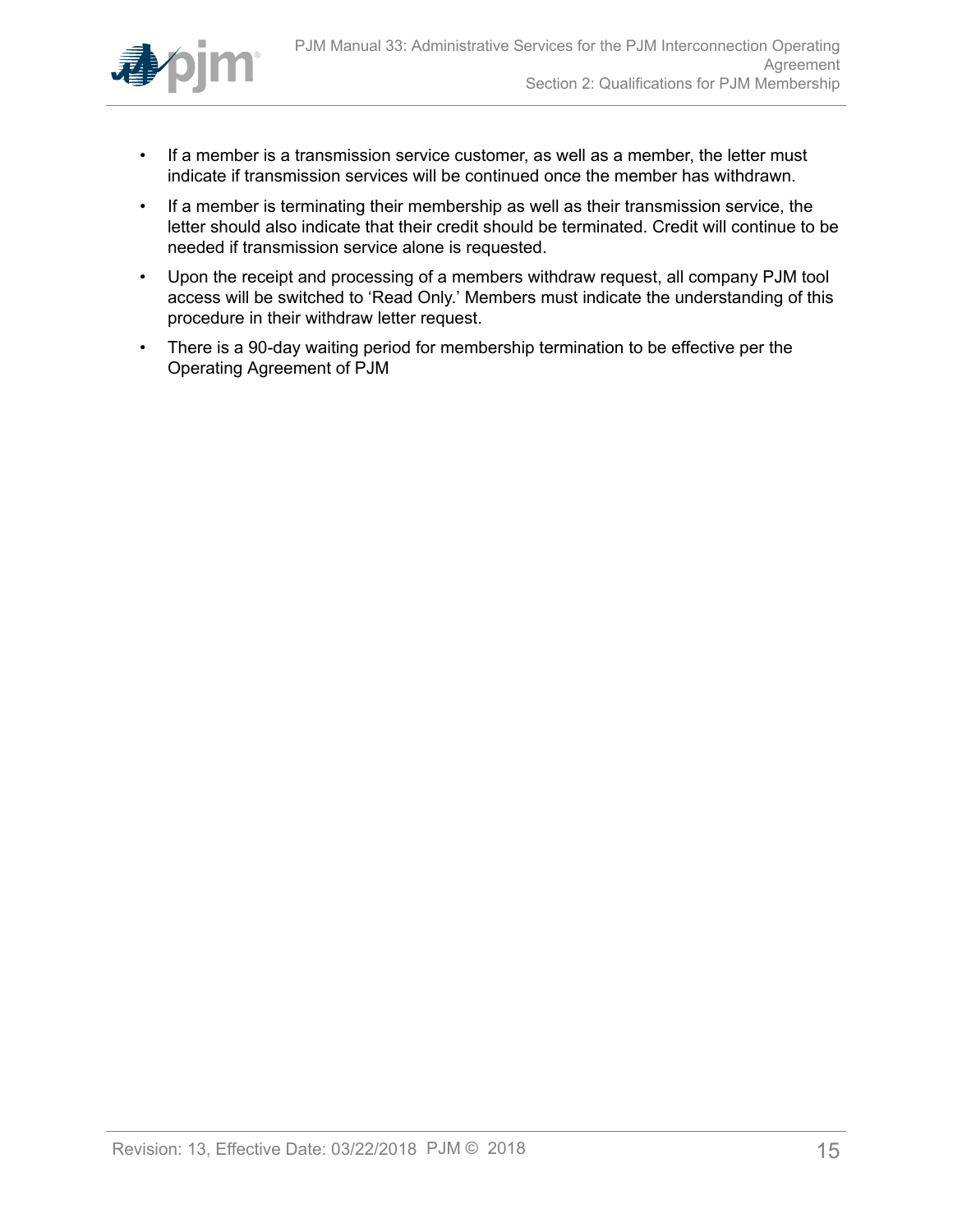- If a member is a transmission service customer, as well as a member, the letter must indicate if transmission services will be continued once the member has withdrawn.
- If a member is terminating their membership as well as their transmission service, the letter should also indicate that their credit should be terminated. Credit will continue to be needed if transmission service alone is requested.
- Upon the receipt and processing of a members withdraw request, all company PJM tool access will be switched to 'Read Only.' Members must indicate the understanding of this procedure in their withdraw letter request.
- There is a 90-day waiting period for membership termination to be effective per the Operating Agreement of PJM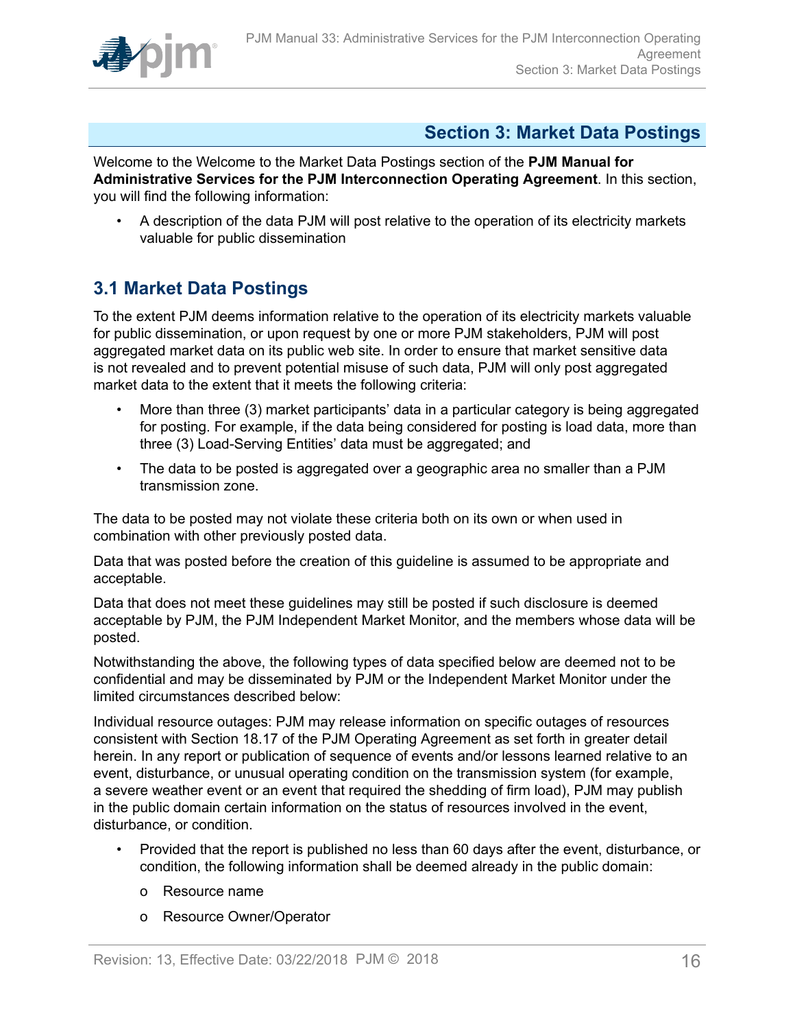# Section 3: Market Data Postings

Welcome to the Welcome to the Market Data Postings section of the **PJM Manual for Administrative Services for the PJM Interconnection Operating Agreement**. In this section, you will find the following information:

- A description of the data PJM will post relative to the operation of its electricity markets valuable for public dissemination

## 3.1 Market Data Postings

To the extent PJM deems information relative to the operation of its electricity markets valuable for public dissemination, or upon request by one or more PJM stakeholders, PJM will post aggregated market data on its public web site. In order to ensure that market sensitive data is not revealed and to prevent potential misuse of such data, PJM will only post aggregated market data to the extent that it meets the following criteria:

- More than three (3) market participants' data in a particular category is being aggregated for posting. For example, if the data being considered for posting is load data, more than three (3) Load-Serving Entities' data must be aggregated; and
- The data to be posted is aggregated over a geographic area no smaller than a PJM transmission zone.

The data to be posted may not violate these criteria both on its own or when used in combination with other previously posted data.

Data that was posted before the creation of this guideline is assumed to be appropriate and acceptable.

Data that does not meet these guidelines may still be posted if such disclosure is deemed acceptable by PJM, the PJM Independent Market Monitor, and the members whose data will be posted.

Notwithstanding the above, the following types of data specified below are deemed not to be confidential and may be disseminated by PJM or the Independent Market Monitor under the limited circumstances described below:

Individual resource outages: PJM may release information on specific outages of resources consistent with Section 18.17 of the PJM Operating Agreement as set forth in greater detail herein. In any report or publication of sequence of events and/or lessons learned relative to an event, disturbance, or unusual operating condition on the transmission system (for example, a severe weather event or an event that required the shedding of firm load), PJM may publish in the public domain certain information on the status of resources involved in the event, disturbance, or condition.

- Provided that the report is published no less than 60 days after the event, disturbance, or condition, the following information shall be deemed already in the public domain:
    - Resource name
    - Resource Owner/Operator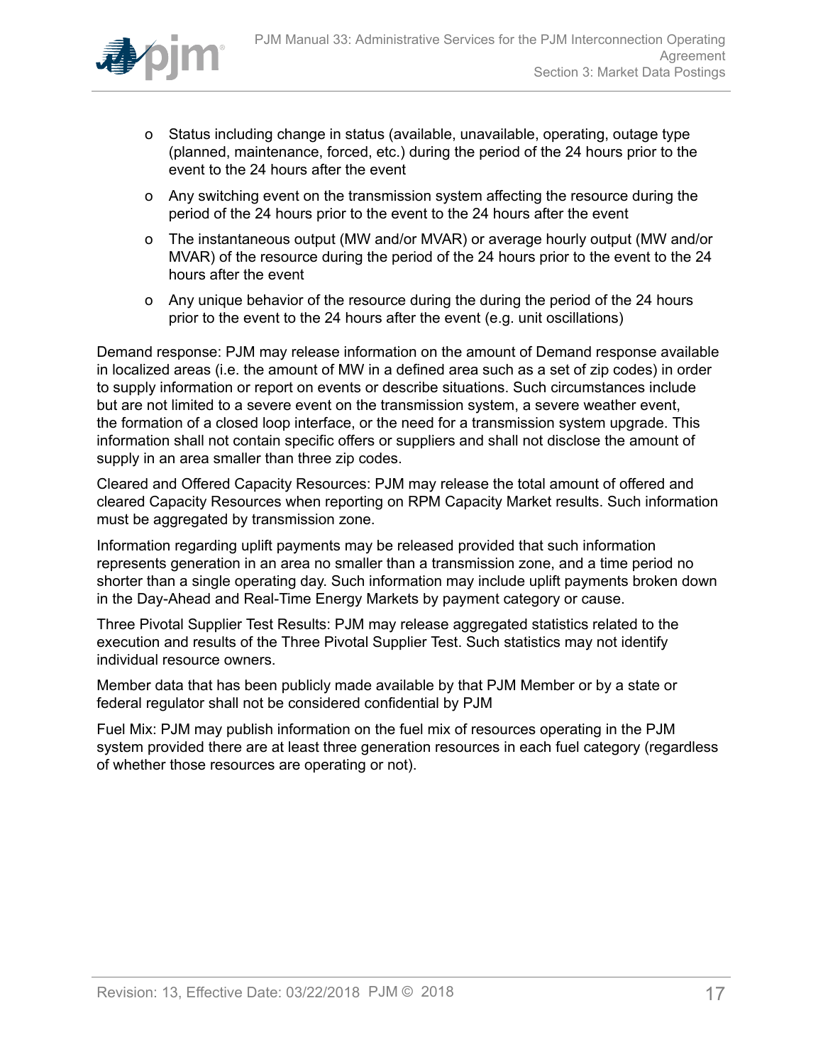- Status including change in status (available, unavailable, operating, outage type (planned, maintenance, forced, etc.) during the period of the 24 hours prior to the event to the 24 hours after the event
- Any switching event on the transmission system affecting the resource during the period of the 24 hours prior to the event to the 24 hours after the event
- The instantaneous output (MW and/or MVAR) or average hourly output (MW and/or MVAR) of the resource during the period of the 24 hours prior to the event to the 24 hours after the event
- Any unique behavior of the resource during the during the period of the 24 hours prior to the event to the 24 hours after the event (e.g. unit oscillations)

Demand response: PJM may release information on the amount of Demand response available in localized areas (i.e. the amount of MW in a defined area such as a set of zip codes) in order to supply information or report on events or describe situations. Such circumstances include but are not limited to a severe event on the transmission system, a severe weather event, the formation of a closed loop interface, or the need for a transmission system upgrade. This information shall not contain specific offers or suppliers and shall not disclose the amount of supply in an area smaller than three zip codes.

Cleared and Offered Capacity Resources: PJM may release the total amount of offered and cleared Capacity Resources when reporting on RPM Capacity Market results. Such information must be aggregated by transmission zone.

Information regarding uplift payments may be released provided that such information represents generation in an area no smaller than a transmission zone, and a time period no shorter than a single operating day. Such information may include uplift payments broken down in the Day-Ahead and Real-Time Energy Markets by payment category or cause.

Three Pivotal Supplier Test Results: PJM may release aggregated statistics related to the execution and results of the Three Pivotal Supplier Test. Such statistics may not identify individual resource owners.

Member data that has been publicly made available by that PJM Member or by a state or federal regulator shall not be considered confidential by PJM

Fuel Mix: PJM may publish information on the fuel mix of resources operating in the PJM system provided there are at least three generation resources in each fuel category (regardless of whether those resources are operating or not).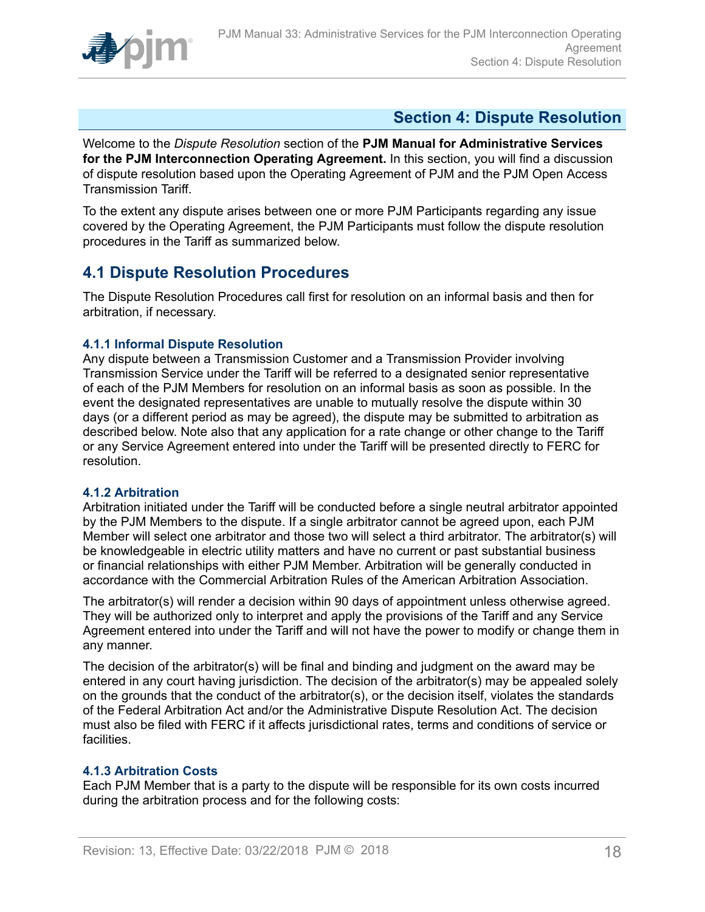## Section 4: Dispute Resolution

Welcome to the *Dispute Resolution* section of the **PJM Manual for Administrative Services for the PJM Interconnection Operating Agreement.** In this section, you will find a discussion of dispute resolution based upon the Operating Agreement of PJM and the PJM Open Access Transmission Tariff.

To the extent any dispute arises between one or more PJM Participants regarding any issue covered by the Operating Agreement, the PJM Participants must follow the dispute resolution procedures in the Tariff as summarized below.

## 4.1 Dispute Resolution Procedures

The Dispute Resolution Procedures call first for resolution on an informal basis and then for arbitration, if necessary.

### 4.1.1 Informal Dispute Resolution

Any dispute between a Transmission Customer and a Transmission Provider involving Transmission Service under the Tariff will be referred to a designated senior representative of each of the PJM Members for resolution on an informal basis as soon as possible. In the event the designated representatives are unable to mutually resolve the dispute within 30 days (or a different period as may be agreed), the dispute may be submitted to arbitration as described below. Note also that any application for a rate change or other change to the Tariff or any Service Agreement entered into under the Tariff will be presented directly to FERC for resolution.

### 4.1.2 Arbitration

Arbitration initiated under the Tariff will be conducted before a single neutral arbitrator appointed by the PJM Members to the dispute. If a single arbitrator cannot be agreed upon, each PJM Member will select one arbitrator and those two will select a third arbitrator. The arbitrator(s) will be knowledgeable in electric utility matters and have no current or past substantial business or financial relationships with either PJM Member. Arbitration will be generally conducted in accordance with the Commercial Arbitration Rules of the American Arbitration Association.

The arbitrator(s) will render a decision within 90 days of appointment unless otherwise agreed. They will be authorized only to interpret and apply the provisions of the Tariff and any Service Agreement entered into under the Tariff and will not have the power to modify or change them in any manner.

The decision of the arbitrator(s) will be final and binding and judgment on the award may be entered in any court having jurisdiction. The decision of the arbitrator(s) may be appealed solely on the grounds that the conduct of the arbitrator(s), or the decision itself, violates the standards of the Federal Arbitration Act and/or the Administrative Dispute Resolution Act. The decision must also be filed with FERC if it affects jurisdictional rates, terms and conditions of service or facilities.

### 4.1.3 Arbitration Costs

Each PJM Member that is a party to the dispute will be responsible for its own costs incurred during the arbitration process and for the following costs: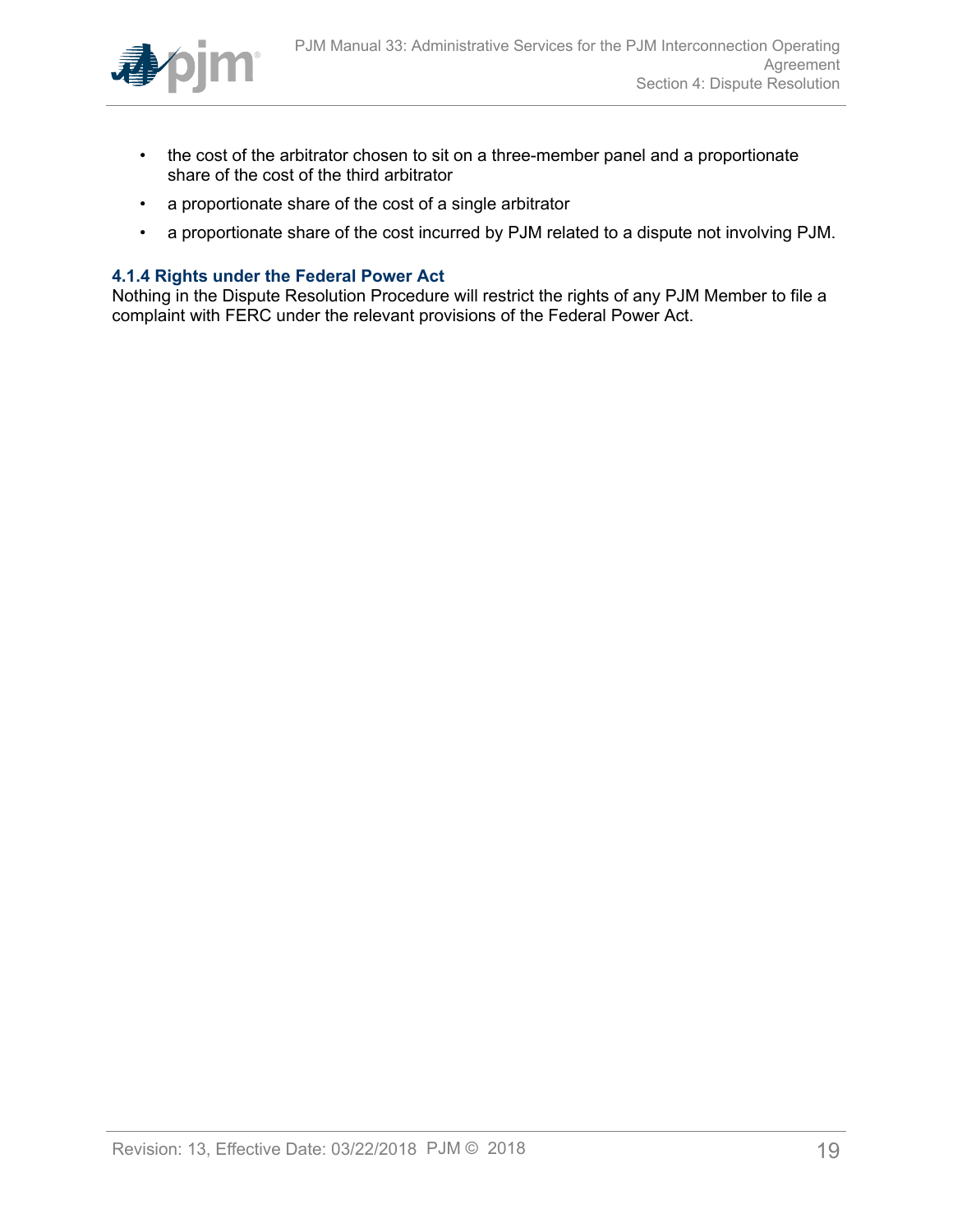- the cost of the arbitrator chosen to sit on a three-member panel and a proportionate share of the cost of the third arbitrator
- a proportionate share of the cost of a single arbitrator
- a proportionate share of the cost incurred by PJM related to a dispute not involving PJM.

### 4.1.4 Rights under the Federal Power Act

Nothing in the Dispute Resolution Procedure will restrict the rights of any PJM Member to file a complaint with FERC under the relevant provisions of the Federal Power Act.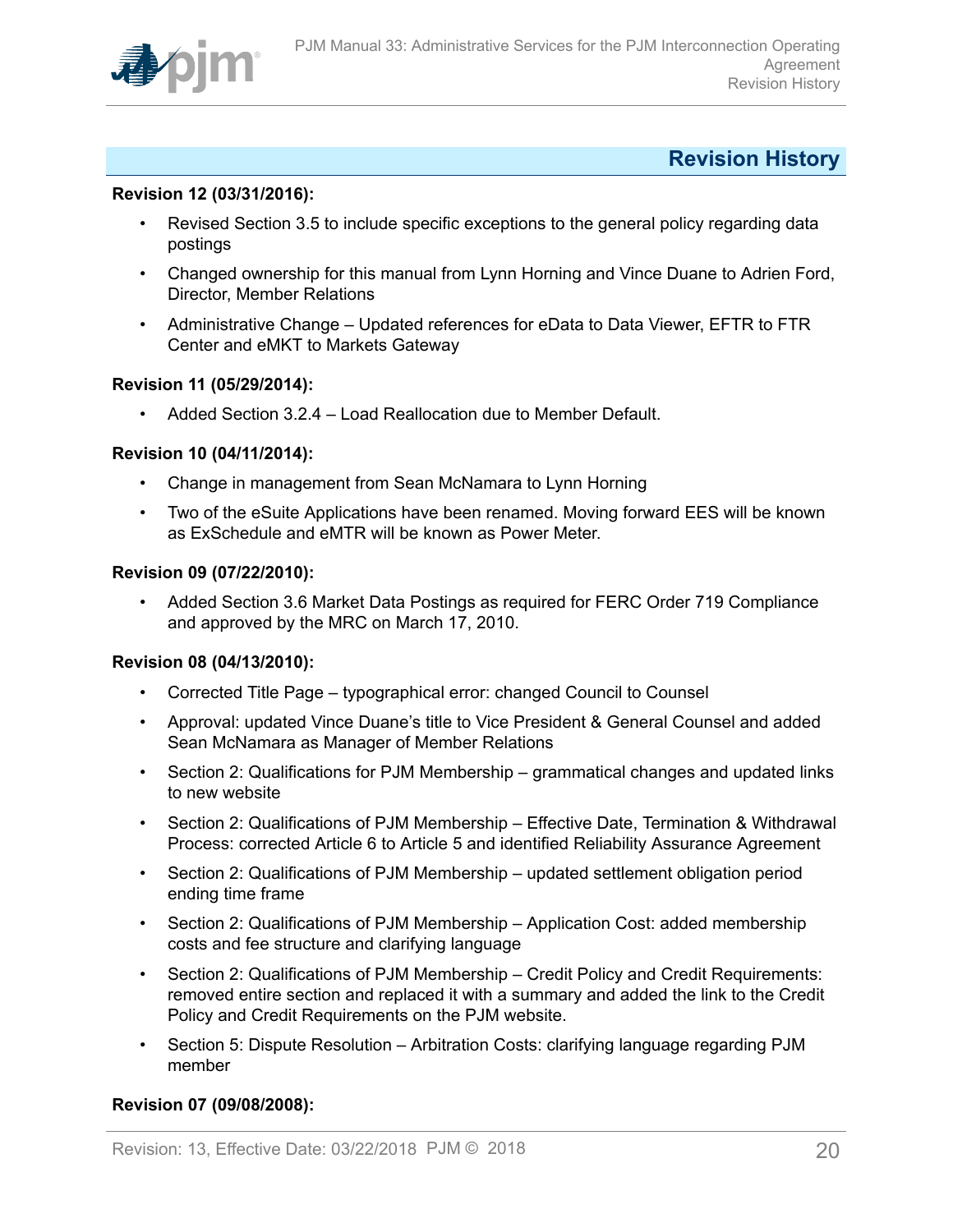## Revision History

**Revision 12 (03/31/2016):**

- Revised Section 3.5 to include specific exceptions to the general policy regarding data postings
- Changed ownership for this manual from Lynn Horning and Vince Duane to Adrien Ford, Director, Member Relations
- Administrative Change – Updated references for eData to Data Viewer, EFTR to FTR Center and eMKT to Markets Gateway

**Revision 11 (05/29/2014):**

- Added Section 3.2.4 – Load Reallocation due to Member Default.

**Revision 10 (04/11/2014):**

- Change in management from Sean McNamara to Lynn Horning
- Two of the eSuite Applications have been renamed. Moving forward EES will be known as ExSchedule and eMTR will be known as Power Meter.

**Revision 09 (07/22/2010):**

- Added Section 3.6 Market Data Postings as required for FERC Order 719 Compliance and approved by the MRC on March 17, 2010.

**Revision 08 (04/13/2010):**

- Corrected Title Page – typographical error: changed Council to Counsel
- Approval: updated Vince Duane's title to Vice President & General Counsel and added Sean McNamara as Manager of Member Relations
- Section 2: Qualifications for PJM Membership – grammatical changes and updated links to new website
- Section 2: Qualifications of PJM Membership – Effective Date, Termination & Withdrawal Process: corrected Article 6 to Article 5 and identified Reliability Assurance Agreement
- Section 2: Qualifications of PJM Membership – updated settlement obligation period ending time frame
- Section 2: Qualifications of PJM Membership – Application Cost: added membership costs and fee structure and clarifying language
- Section 2: Qualifications of PJM Membership – Credit Policy and Credit Requirements: removed entire section and replaced it with a summary and added the link to the Credit Policy and Credit Requirements on the PJM website.
- Section 5: Dispute Resolution – Arbitration Costs: clarifying language regarding PJM member

**Revision 07 (09/08/2008):**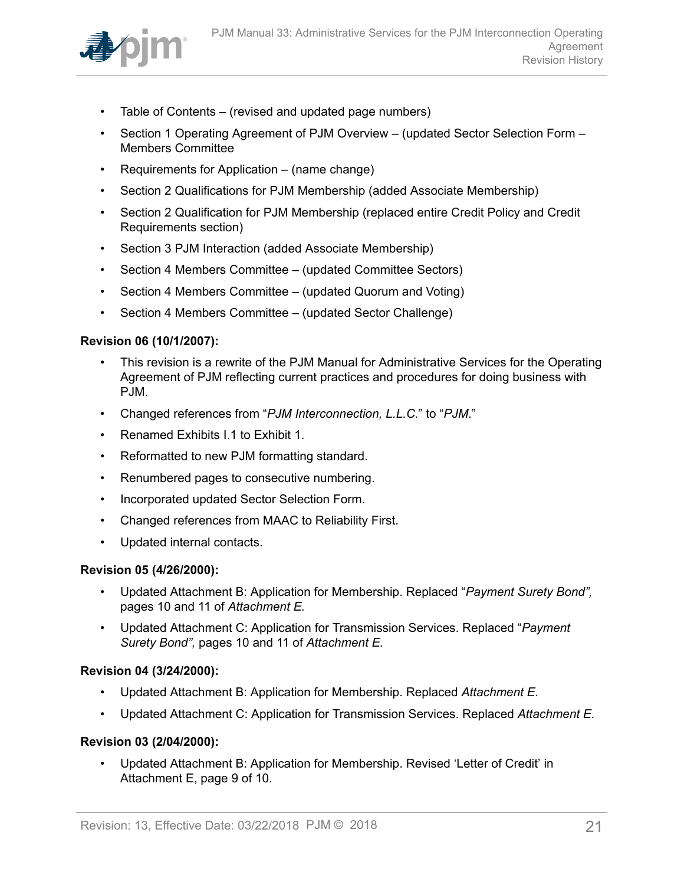- Table of Contents – (revised and updated page numbers)
- Section 1 Operating Agreement of PJM Overview – (updated Sector Selection Form – Members Committee
- Requirements for Application – (name change)
- Section 2 Qualifications for PJM Membership (added Associate Membership)
- Section 2 Qualification for PJM Membership (replaced entire Credit Policy and Credit Requirements section)
- Section 3 PJM Interaction (added Associate Membership)
- Section 4 Members Committee – (updated Committee Sectors)
- Section 4 Members Committee – (updated Quorum and Voting)
- Section 4 Members Committee – (updated Sector Challenge)

**Revision 06 (10/1/2007):**

- This revision is a rewrite of the PJM Manual for Administrative Services for the Operating Agreement of PJM reflecting current practices and procedures for doing business with PJM.
- Changed references from "*PJM Interconnection, L.L.C.*" to "*PJM*."
- Renamed Exhibits I.1 to Exhibit 1.
- Reformatted to new PJM formatting standard.
- Renumbered pages to consecutive numbering.
- Incorporated updated Sector Selection Form.
- Changed references from MAAC to Reliability First.
- Updated internal contacts.

**Revision 05 (4/26/2000):**

- Updated Attachment B: Application for Membership. Replaced "*Payment Surety Bond",* pages 10 and 11 of *Attachment E*.
- Updated Attachment C: Application for Transmission Services. Replaced "*Payment Surety Bond",* pages 10 and 11 of *Attachment E.*

**Revision 04 (3/24/2000):**

- Updated Attachment B: Application for Membership. Replaced *Attachment E.*
- Updated Attachment C: Application for Transmission Services. Replaced *Attachment E.*

**Revision 03 (2/04/2000):**

- Updated Attachment B: Application for Membership. Revised 'Letter of Credit' in Attachment E, page 9 of 10.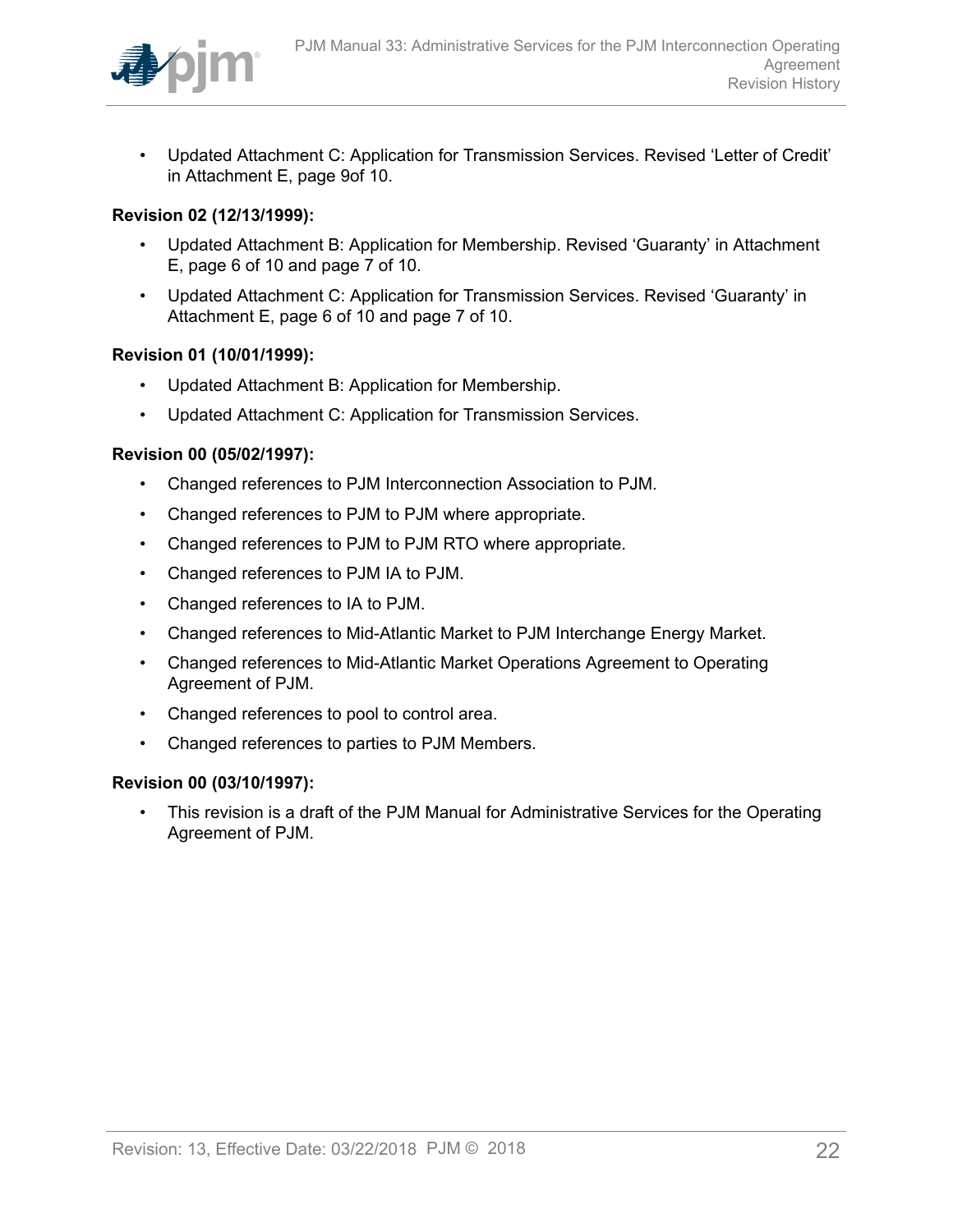- Updated Attachment C: Application for Transmission Services. Revised 'Letter of Credit' in Attachment E, page 9of 10.

**Revision 02 (12/13/1999):**

- Updated Attachment B: Application for Membership. Revised 'Guaranty' in Attachment E, page 6 of 10 and page 7 of 10.
- Updated Attachment C: Application for Transmission Services. Revised 'Guaranty' in Attachment E, page 6 of 10 and page 7 of 10.

**Revision 01 (10/01/1999):**

- Updated Attachment B: Application for Membership.
- Updated Attachment C: Application for Transmission Services.

**Revision 00 (05/02/1997):**

- Changed references to PJM Interconnection Association to PJM.
- Changed references to PJM to PJM where appropriate.
- Changed references to PJM to PJM RTO where appropriate.
- Changed references to PJM IA to PJM.
- Changed references to IA to PJM.
- Changed references to Mid-Atlantic Market to PJM Interchange Energy Market.
- Changed references to Mid-Atlantic Market Operations Agreement to Operating Agreement of PJM.
- Changed references to pool to control area.
- Changed references to parties to PJM Members.

**Revision 00 (03/10/1997):**

- This revision is a draft of the PJM Manual for Administrative Services for the Operating Agreement of PJM.